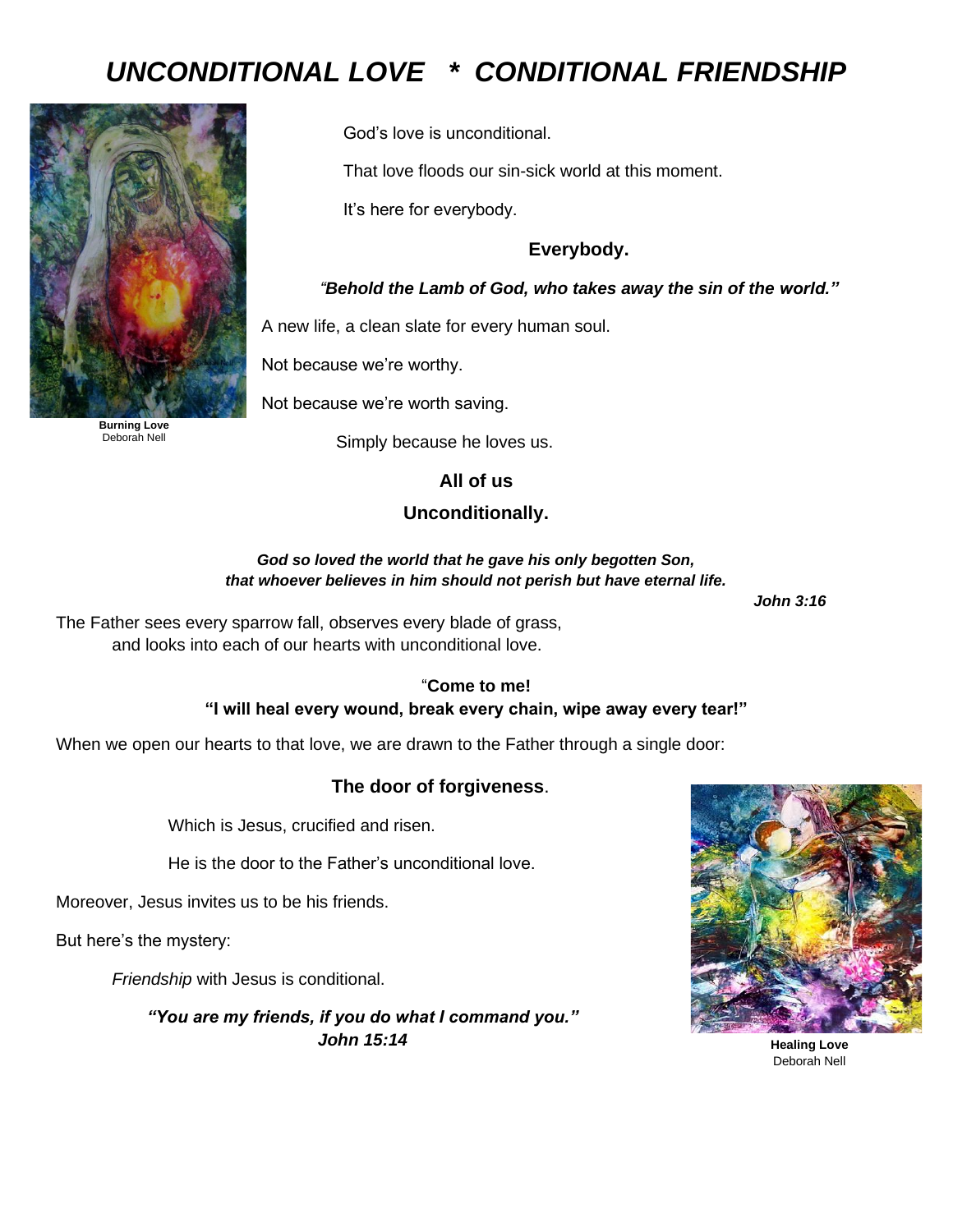# *UNCONDITIONAL LOVE * CONDITIONAL FRIENDSHIP*

**Burning Love**
Deborah Nell

God's love is unconditional.

That love floods our sin-sick world at this moment.

It's here for everybody.

**Everybody.**

*"**Behold the Lamb of God, who takes away the sin of the world.**"*

A new life, a clean slate for every human soul.

Not because we're worthy.

Not because we're worth saving.

Simply because he loves us.

**All of us**

**Unconditionally.**

***God so loved the world that he gave his only begotten Son,***
***that whoever believes in him should not perish but have eternal life.***

***John 3:16***

The Father sees every sparrow fall, observes every blade of grass,
and looks into each of our hearts with unconditional love.

"**Come to me!**
**"I will heal every wound, break every chain, wipe away every tear!"**

When we open our hearts to that love, we are drawn to the Father through a single door:

**The door of forgiveness**.

Which is Jesus, crucified and risen.

He is the door to the Father's unconditional love.

Moreover, Jesus invites us to be his friends.

But here's the mystery:

*Friendship* with Jesus is conditional.

***"You are my friends, if you do what I command you."***
***John 15:14***

**Healing Love**
Deborah Nell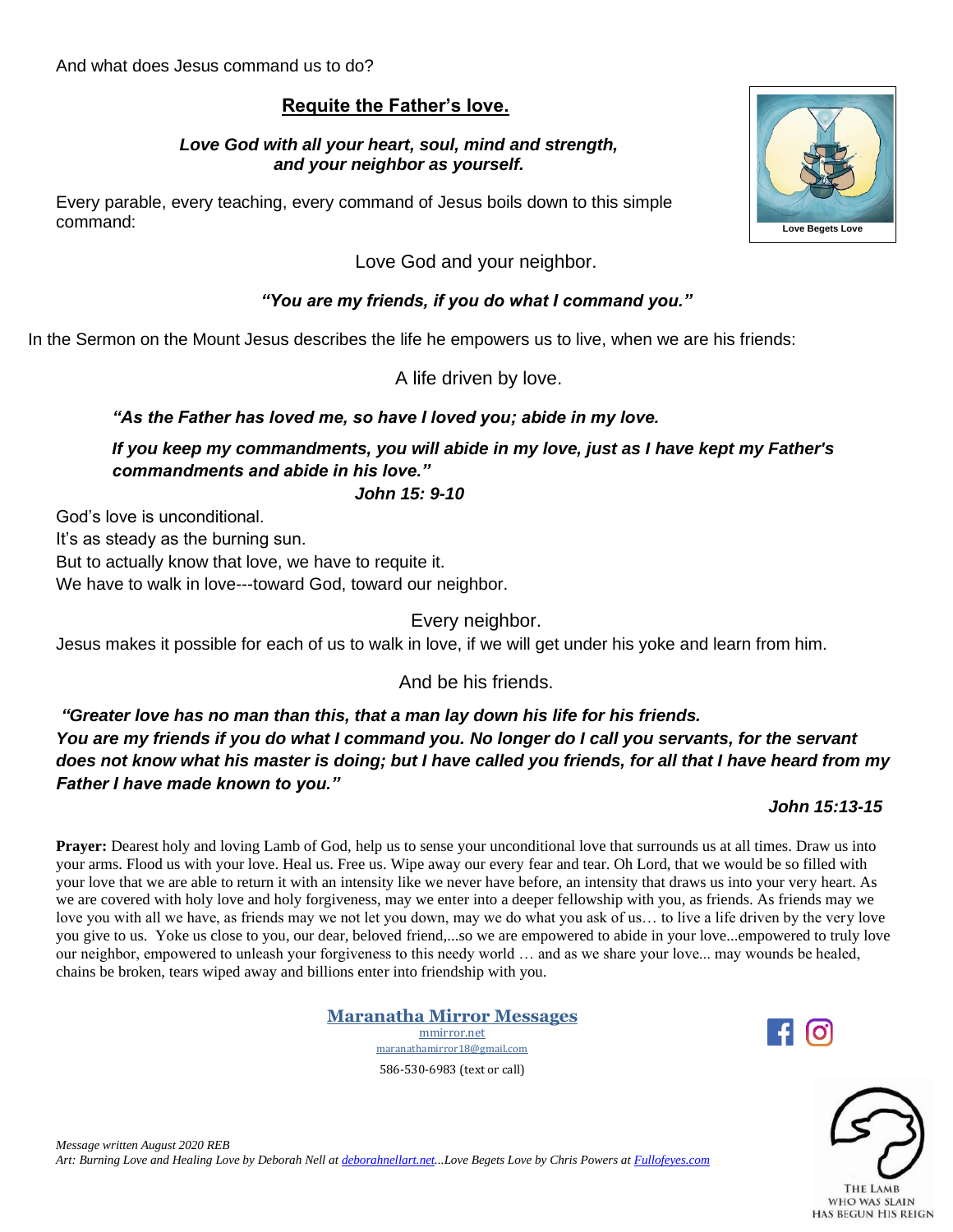And what does Jesus command us to do?

**Requite the Father's love.**

***Love God with all your heart, soul, mind and strength, and your neighbor as yourself.***

Every parable, every teaching, every command of Jesus boils down to this simple command:

Love God and your neighbor.

***"You are my friends, if you do what I command you."***

In the Sermon on the Mount Jesus describes the life he empowers us to live, when we are his friends:

A life driven by love.

***"As the Father has loved me, so have I loved you; abide in my love.***

***If you keep my commandments, you will abide in my love, just as I have kept my Father's commandments and abide in his love."***

***John 15: 9-10***

God's love is unconditional.
It's as steady as the burning sun.
But to actually know that love, we have to requite it.
We have to walk in love---toward God, toward our neighbor.

Every neighbor.

Jesus makes it possible for each of us to walk in love, if we will get under his yoke and learn from him.

And be his friends.

***"Greater love has no man than this, that a man lay down his life for his friends. You are my friends if you do what I command you. No longer do I call you servants, for the servant does not know what his master is doing; but I have called you friends, for all that I have heard from my Father I have made known to you."***

***John 15:13-15***

Love Begets Love

**Prayer:** Dearest holy and loving Lamb of God, help us to sense your unconditional love that surrounds us at all times. Draw us into your arms. Flood us with your love. Heal us. Free us. Wipe away our every fear and tear. Oh Lord, that we would be so filled with your love that we are able to return it with an intensity like we never have before, an intensity that draws us into your very heart. As we are covered with holy love and holy forgiveness, may we enter into a deeper fellowship with you, as friends. As friends may we love you with all we have, as friends may we not let you down, may we do what you ask of us… to live a life driven by the very love you give to us. Yoke us close to you, our dear, beloved friend,...so we are empowered to abide in your love...empowered to truly love our neighbor, empowered to unleash your forgiveness to this needy world … and as we share your love... may wounds be healed, chains be broken, tears wiped away and billions enter into friendship with you.

**Maranatha Mirror Messages**
mmirror.net
maranathamirror18@gmail.com
586-530-6983 (text or call)

THE LAMB WHO WAS SLAIN HAS BEGUN HIS REIGN

*Message written August 2020 REB*
*Art: Burning Love and Healing Love by Deborah Nell at deborahnellart.net...Love Begets Love by Chris Powers at Fullofeyes.com*